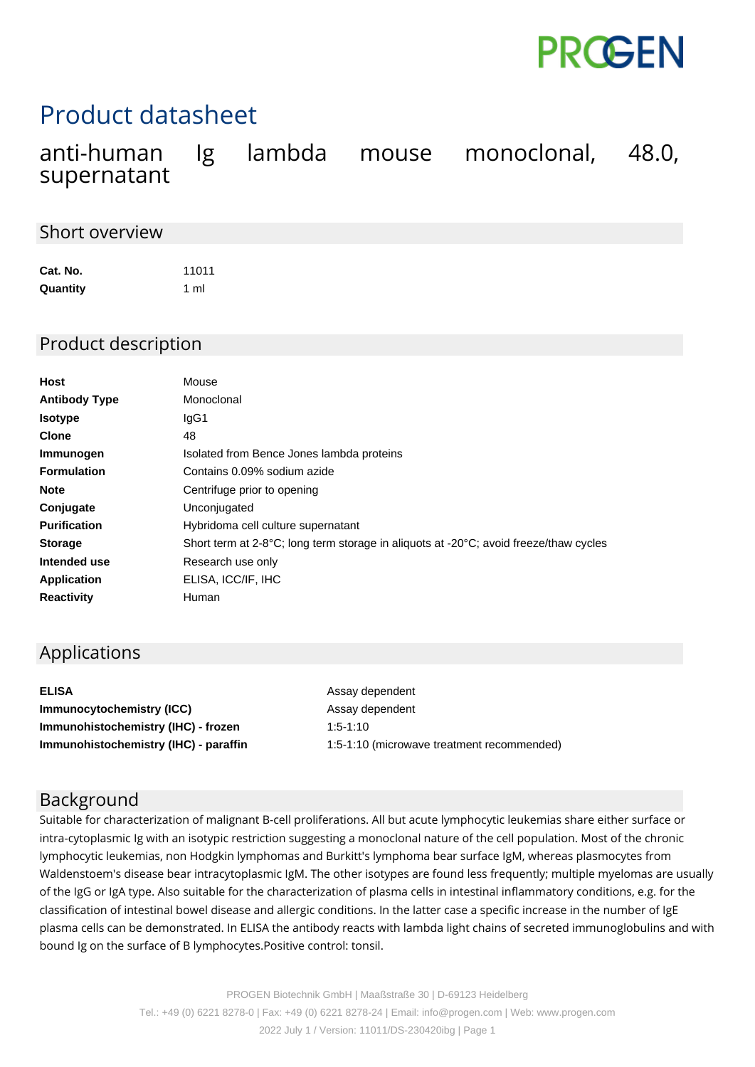PROGEN

# Product datasheet

## anti-human Ig lambda mouse monoclonal, 48.0, supernatant

### Short overview

| | |
|---|---|
| **Cat. No.** | 11011 |
| **Quantity** | 1 ml |

### Product description

| | |
|---|---|
| **Host** | Mouse |
| **Antibody Type** | Monoclonal |
| **Isotype** | IgG1 |
| **Clone** | 48 |
| **Immunogen** | Isolated from Bence Jones lambda proteins |
| **Formulation** | Contains 0.09% sodium azide |
| **Note** | Centrifuge prior to opening |
| **Conjugate** | Unconjugated |
| **Purification** | Hybridoma cell culture supernatant |
| **Storage** | Short term at 2-8°C; long term storage in aliquots at -20°C; avoid freeze/thaw cycles |
| **Intended use** | Research use only |
| **Application** | ELISA, ICC/IF, IHC |
| **Reactivity** | Human |

### Applications

| | |
|---|---|
| **ELISA** | Assay dependent |
| **Immunocytochemistry (ICC)** | Assay dependent |
| **Immunohistochemistry (IHC) - frozen** | 1:5-1:10 |
| **Immunohistochemistry (IHC) - paraffin** | 1:5-1:10 (microwave treatment recommended) |

### Background

Suitable for characterization of malignant B-cell proliferations. All but acute lymphocytic leukemias share either surface or intra-cytoplasmic Ig with an isotypic restriction suggesting a monoclonal nature of the cell population. Most of the chronic lymphocytic leukemias, non Hodgkin lymphomas and Burkitt's lymphoma bear surface IgM, whereas plasmocytes from Waldenstoem's disease bear intracytoplasmic IgM. The other isotypes are found less frequently; multiple myelomas are usually of the IgG or IgA type. Also suitable for the characterization of plasma cells in intestinal inflammatory conditions, e.g. for the classification of intestinal bowel disease and allergic conditions. In the latter case a specific increase in the number of IgE plasma cells can be demonstrated. In ELISA the antibody reacts with lambda light chains of secreted immunoglobulins and with bound Ig on the surface of B lymphocytes.Positive control: tonsil.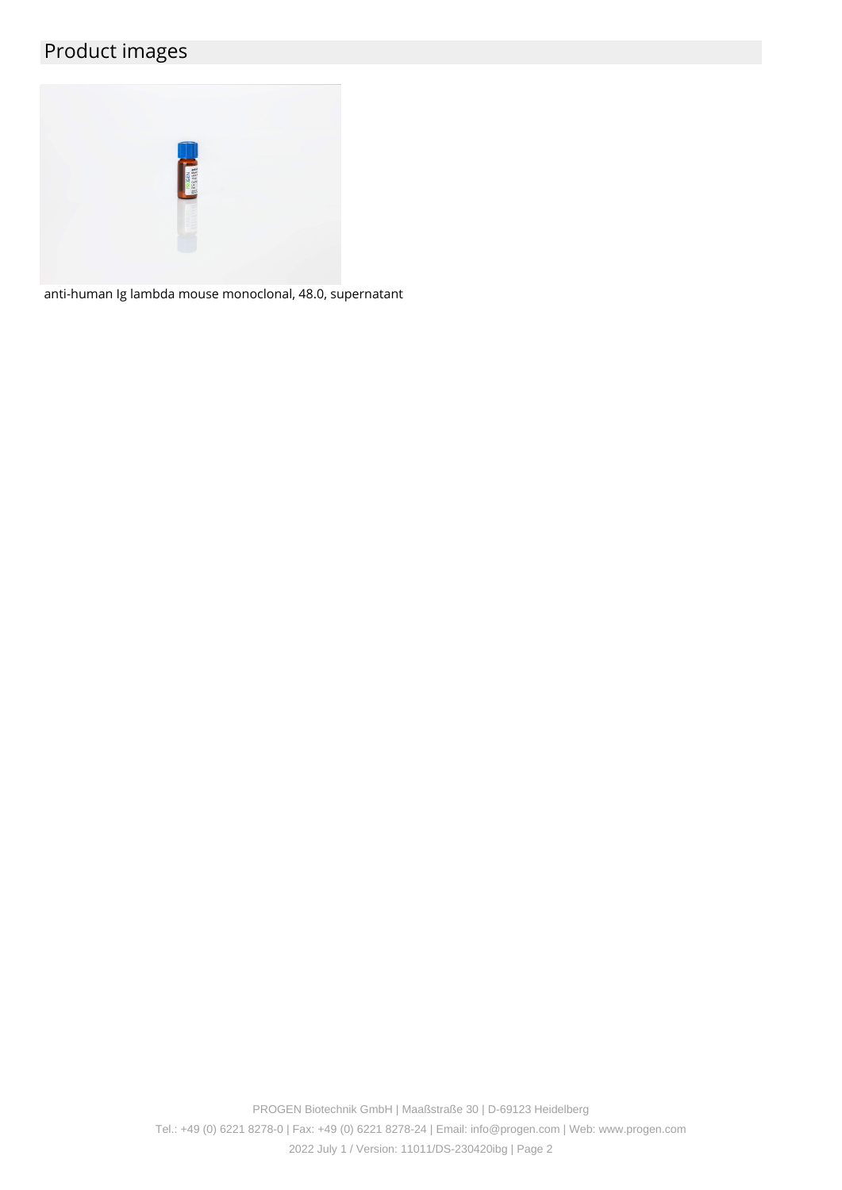## Product images

anti-human Ig lambda mouse monoclonal, 48.0, supernatant